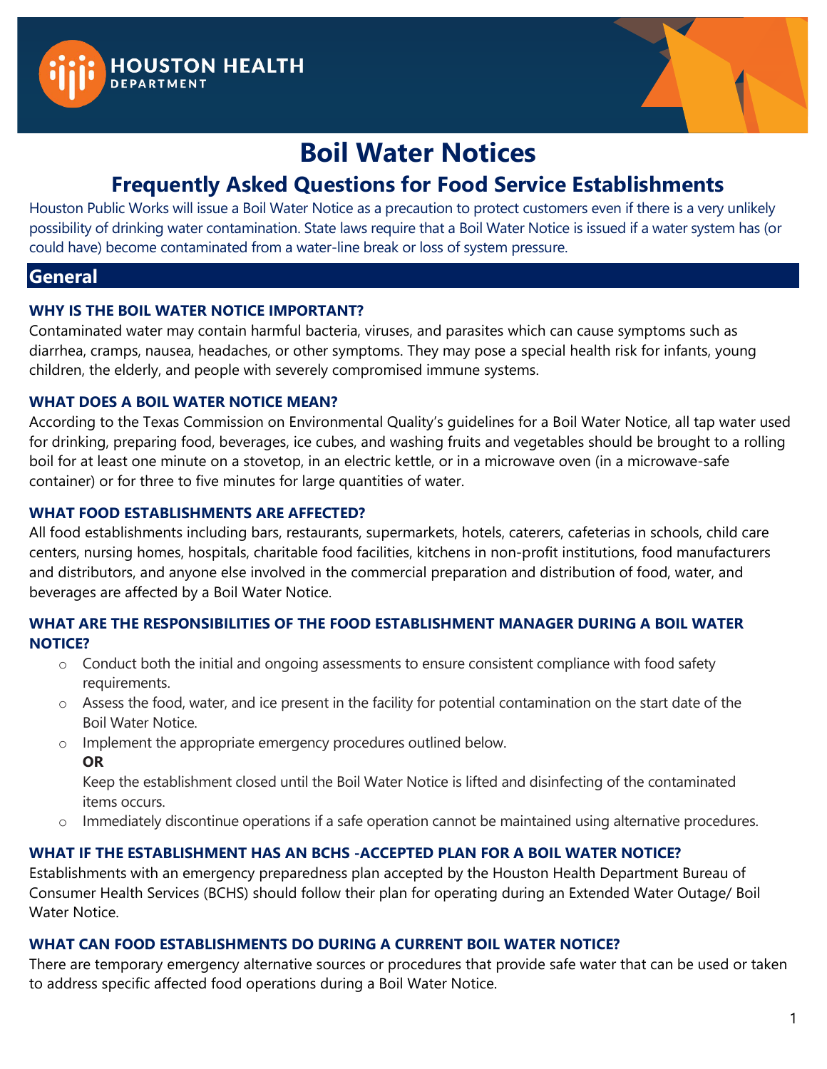HOUSTON HEALTH DEPARTMENT

# Boil Water Notices

## Frequently Asked Questions for Food Service Establishments

Houston Public Works will issue a Boil Water Notice as a precaution to protect customers even if there is a very unlikely possibility of drinking water contamination. State laws require that a Boil Water Notice is issued if a water system has (or could have) become contaminated from a water-line break or loss of system pressure.

## General

### WHY IS THE BOIL WATER NOTICE IMPORTANT?

Contaminated water may contain harmful bacteria, viruses, and parasites which can cause symptoms such as diarrhea, cramps, nausea, headaches, or other symptoms. They may pose a special health risk for infants, young children, the elderly, and people with severely compromised immune systems.

### WHAT DOES A BOIL WATER NOTICE MEAN?

According to the Texas Commission on Environmental Quality's guidelines for a Boil Water Notice, all tap water used for drinking, preparing food, beverages, ice cubes, and washing fruits and vegetables should be brought to a rolling boil for at least one minute on a stovetop, in an electric kettle, or in a microwave oven (in a microwave-safe container) or for three to five minutes for large quantities of water.

### WHAT FOOD ESTABLISHMENTS ARE AFFECTED?

All food establishments including bars, restaurants, supermarkets, hotels, caterers, cafeterias in schools, child care centers, nursing homes, hospitals, charitable food facilities, kitchens in non-profit institutions, food manufacturers and distributors, and anyone else involved in the commercial preparation and distribution of food, water, and beverages are affected by a Boil Water Notice.

### WHAT ARE THE RESPONSIBILITIES OF THE FOOD ESTABLISHMENT MANAGER DURING A BOIL WATER NOTICE?

- Conduct both the initial and ongoing assessments to ensure consistent compliance with food safety requirements.
- Assess the food, water, and ice present in the facility for potential contamination on the start date of the Boil Water Notice.
- Implement the appropriate emergency procedures outlined below.

  **OR**

  Keep the establishment closed until the Boil Water Notice is lifted and disinfecting of the contaminated items occurs.
- Immediately discontinue operations if a safe operation cannot be maintained using alternative procedures.

### WHAT IF THE ESTABLISHMENT HAS AN BCHS -ACCEPTED PLAN FOR A BOIL WATER NOTICE?

Establishments with an emergency preparedness plan accepted by the Houston Health Department Bureau of Consumer Health Services (BCHS) should follow their plan for operating during an Extended Water Outage/ Boil Water Notice.

### WHAT CAN FOOD ESTABLISHMENTS DO DURING A CURRENT BOIL WATER NOTICE?

There are temporary emergency alternative sources or procedures that provide safe water that can be used or taken to address specific affected food operations during a Boil Water Notice.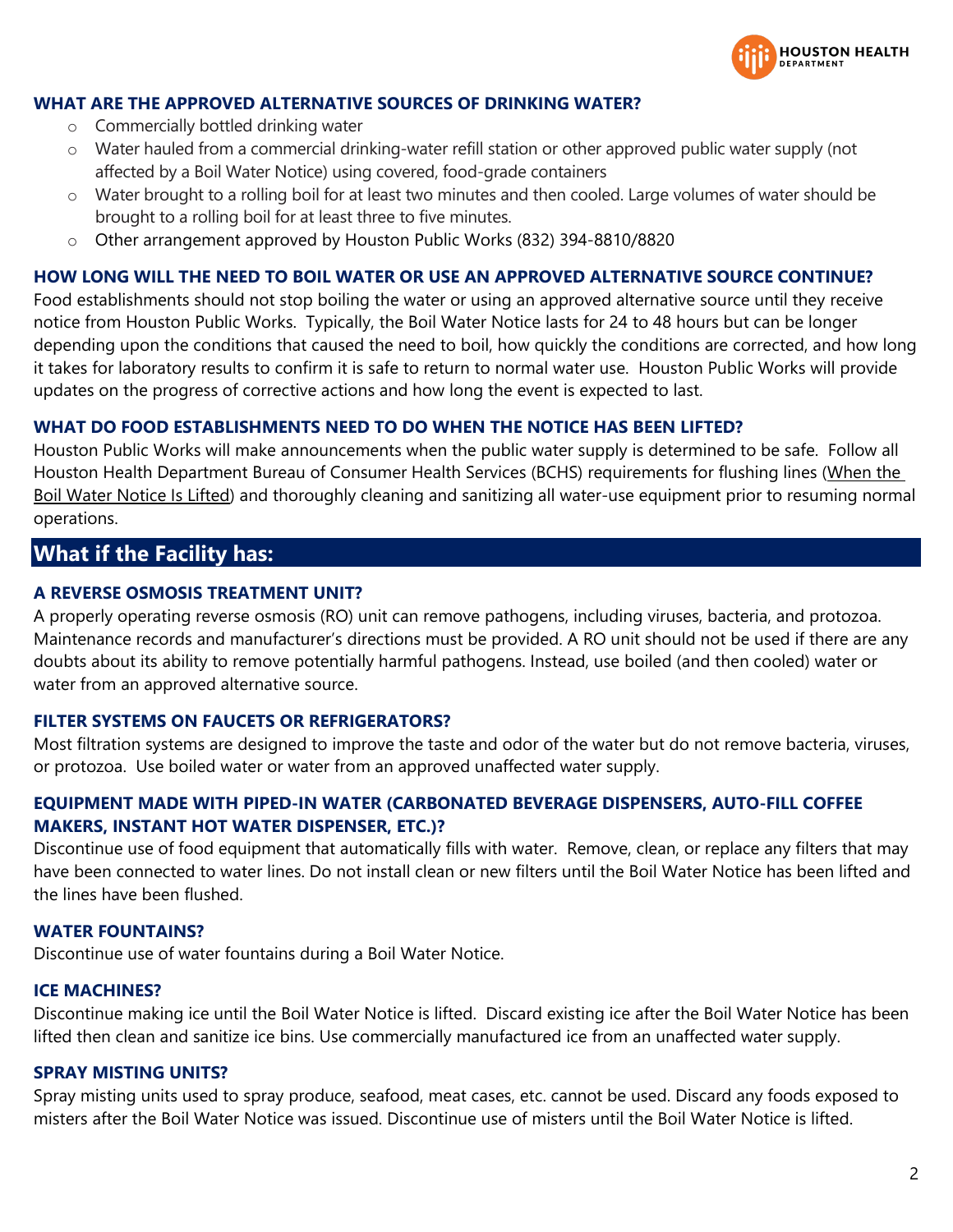### WHAT ARE THE APPROVED ALTERNATIVE SOURCES OF DRINKING WATER?

- Commercially bottled drinking water
- Water hauled from a commercial drinking-water refill station or other approved public water supply (not affected by a Boil Water Notice) using covered, food-grade containers
- Water brought to a rolling boil for at least two minutes and then cooled. Large volumes of water should be brought to a rolling boil for at least three to five minutes.
- Other arrangement approved by Houston Public Works (832) 394-8810/8820

### HOW LONG WILL THE NEED TO BOIL WATER OR USE AN APPROVED ALTERNATIVE SOURCE CONTINUE?

Food establishments should not stop boiling the water or using an approved alternative source until they receive notice from Houston Public Works. Typically, the Boil Water Notice lasts for 24 to 48 hours but can be longer depending upon the conditions that caused the need to boil, how quickly the conditions are corrected, and how long it takes for laboratory results to confirm it is safe to return to normal water use. Houston Public Works will provide updates on the progress of corrective actions and how long the event is expected to last.

### WHAT DO FOOD ESTABLISHMENTS NEED TO DO WHEN THE NOTICE HAS BEEN LIFTED?

Houston Public Works will make announcements when the public water supply is determined to be safe. Follow all Houston Health Department Bureau of Consumer Health Services (BCHS) requirements for flushing lines (When the Boil Water Notice Is Lifted) and thoroughly cleaning and sanitizing all water-use equipment prior to resuming normal operations.

## What if the Facility has:

### A REVERSE OSMOSIS TREATMENT UNIT?

A properly operating reverse osmosis (RO) unit can remove pathogens, including viruses, bacteria, and protozoa. Maintenance records and manufacturer's directions must be provided. A RO unit should not be used if there are any doubts about its ability to remove potentially harmful pathogens. Instead, use boiled (and then cooled) water or water from an approved alternative source.

### FILTER SYSTEMS ON FAUCETS OR REFRIGERATORS?

Most filtration systems are designed to improve the taste and odor of the water but do not remove bacteria, viruses, or protozoa. Use boiled water or water from an approved unaffected water supply.

### EQUIPMENT MADE WITH PIPED-IN WATER (CARBONATED BEVERAGE DISPENSERS, AUTO-FILL COFFEE MAKERS, INSTANT HOT WATER DISPENSER, ETC.)?

Discontinue use of food equipment that automatically fills with water. Remove, clean, or replace any filters that may have been connected to water lines. Do not install clean or new filters until the Boil Water Notice has been lifted and the lines have been flushed.

### WATER FOUNTAINS?

Discontinue use of water fountains during a Boil Water Notice.

### ICE MACHINES?

Discontinue making ice until the Boil Water Notice is lifted. Discard existing ice after the Boil Water Notice has been lifted then clean and sanitize ice bins. Use commercially manufactured ice from an unaffected water supply.

### SPRAY MISTING UNITS?

Spray misting units used to spray produce, seafood, meat cases, etc. cannot be used. Discard any foods exposed to misters after the Boil Water Notice was issued. Discontinue use of misters until the Boil Water Notice is lifted.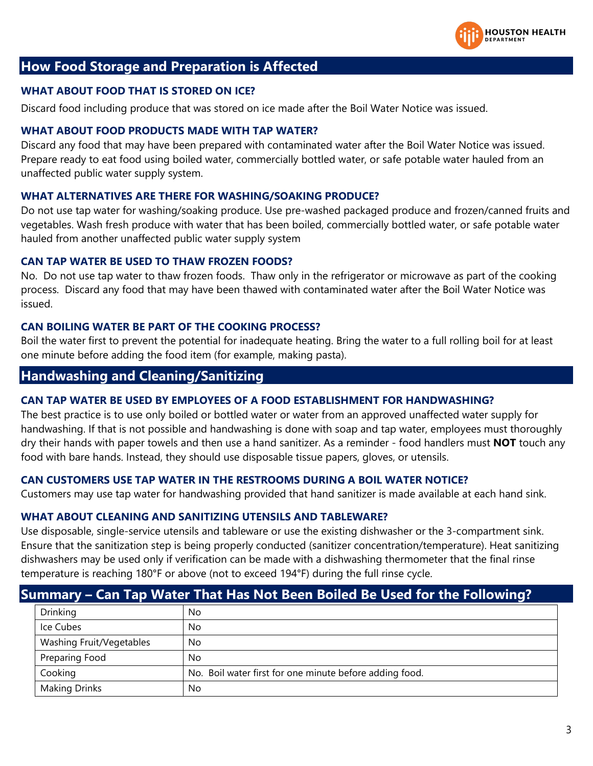## How Food Storage and Preparation is Affected

### WHAT ABOUT FOOD THAT IS STORED ON ICE?

Discard food including produce that was stored on ice made after the Boil Water Notice was issued.

### WHAT ABOUT FOOD PRODUCTS MADE WITH TAP WATER?

Discard any food that may have been prepared with contaminated water after the Boil Water Notice was issued. Prepare ready to eat food using boiled water, commercially bottled water, or safe potable water hauled from an unaffected public water supply system.

### WHAT ALTERNATIVES ARE THERE FOR WASHING/SOAKING PRODUCE?

Do not use tap water for washing/soaking produce. Use pre-washed packaged produce and frozen/canned fruits and vegetables. Wash fresh produce with water that has been boiled, commercially bottled water, or safe potable water hauled from another unaffected public water supply system

### CAN TAP WATER BE USED TO THAW FROZEN FOODS?

No. Do not use tap water to thaw frozen foods. Thaw only in the refrigerator or microwave as part of the cooking process. Discard any food that may have been thawed with contaminated water after the Boil Water Notice was issued.

### CAN BOILING WATER BE PART OF THE COOKING PROCESS?

Boil the water first to prevent the potential for inadequate heating. Bring the water to a full rolling boil for at least one minute before adding the food item (for example, making pasta).

## Handwashing and Cleaning/Sanitizing

### CAN TAP WATER BE USED BY EMPLOYEES OF A FOOD ESTABLISHMENT FOR HANDWASHING?

The best practice is to use only boiled or bottled water or water from an approved unaffected water supply for handwashing. If that is not possible and handwashing is done with soap and tap water, employees must thoroughly dry their hands with paper towels and then use a hand sanitizer. As a reminder - food handlers must **NOT** touch any food with bare hands. Instead, they should use disposable tissue papers, gloves, or utensils.

### CAN CUSTOMERS USE TAP WATER IN THE RESTROOMS DURING A BOIL WATER NOTICE?

Customers may use tap water for handwashing provided that hand sanitizer is made available at each hand sink.

### WHAT ABOUT CLEANING AND SANITIZING UTENSILS AND TABLEWARE?

Use disposable, single-service utensils and tableware or use the existing dishwasher or the 3-compartment sink. Ensure that the sanitization step is being properly conducted (sanitizer concentration/temperature). Heat sanitizing dishwashers may be used only if verification can be made with a dishwashing thermometer that the final rinse temperature is reaching 180°F or above (not to exceed 194°F) during the full rinse cycle.

## Summary – Can Tap Water That Has Not Been Boiled Be Used for the Following?

| | |
|---|---|
| Drinking | No |
| Ice Cubes | No |
| Washing Fruit/Vegetables | No |
| Preparing Food | No |
| Cooking | No. Boil water first for one minute before adding food. |
| Making Drinks | No |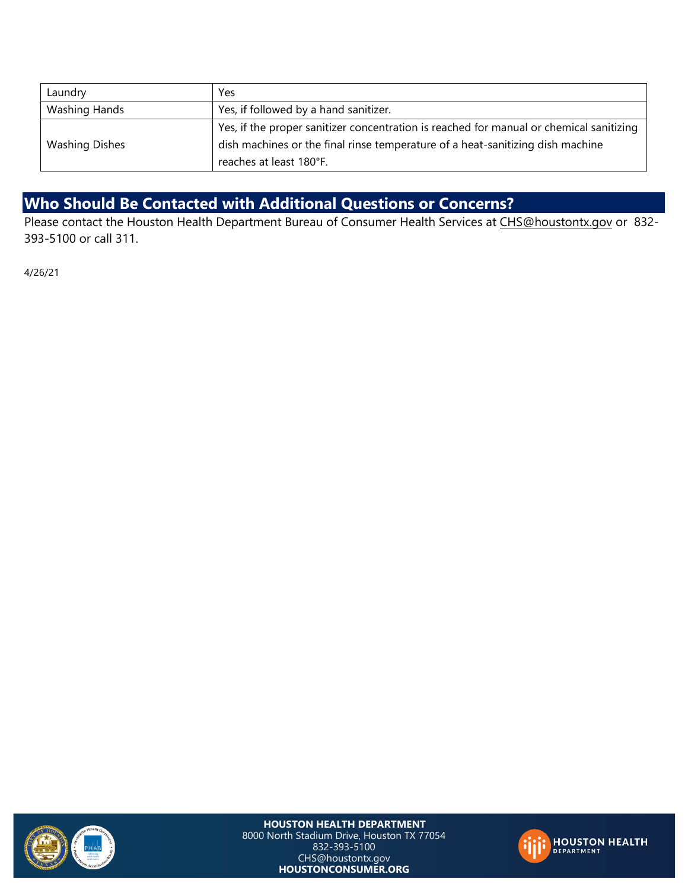| | |
|---|---|
| Laundry | Yes |
| Washing Hands | Yes, if followed by a hand sanitizer. |
| Washing Dishes | Yes, if the proper sanitizer concentration is reached for manual or chemical sanitizing dish machines or the final rinse temperature of a heat-sanitizing dish machine reaches at least 180°F. |

## Who Should Be Contacted with Additional Questions or Concerns?

Please contact the Houston Health Department Bureau of Consumer Health Services at CHS@houstontx.gov or 832-393-5100 or call 311.

4/26/21